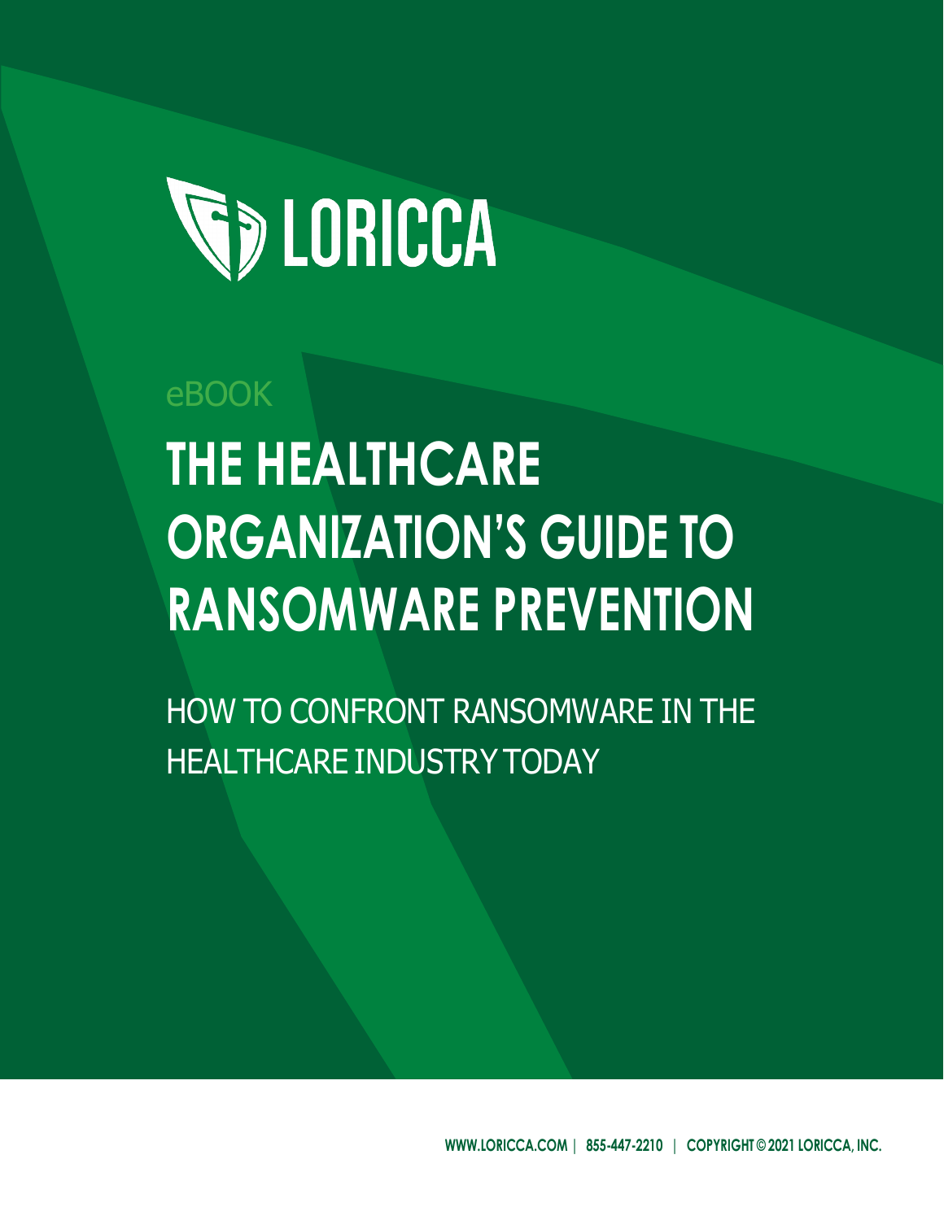LORICCA

eBOOK

# THE HEALTHCARE ORGANIZATION'S GUIDE TO RANSOMWARE PREVENTION

## HOW TO CONFRONT RANSOMWARE IN THE HEALTHCARE INDUSTRY TODAY

WWW.LORICCA.COM | 855-447-2210 | COPYRIGHT © 2021 LORICCA, INC.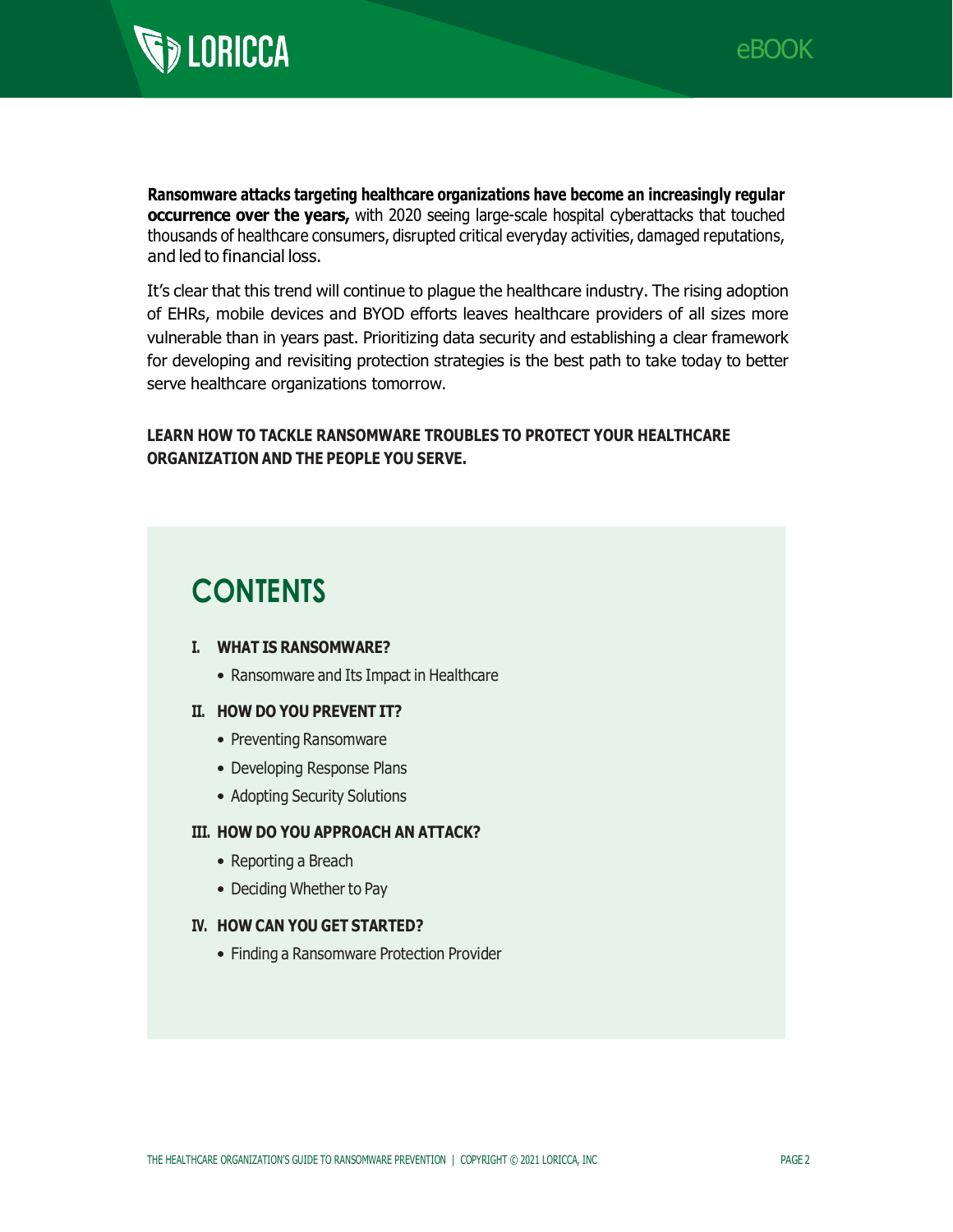**Ransomware attacks targeting healthcare organizations have become an increasingly regular occurrence over the years,** with 2020 seeing large-scale hospital cyberattacks that touched thousands of healthcare consumers, disrupted critical everyday activities, damaged reputations, and led to financial loss.

It's clear that this trend will continue to plague the healthcare industry. The rising adoption of EHRs, mobile devices and BYOD efforts leaves healthcare providers of all sizes more vulnerable than in years past. Prioritizing data security and establishing a clear framework for developing and revisiting protection strategies is the best path to take today to better serve healthcare organizations tomorrow.

**LEARN HOW TO TACKLE RANSOMWARE TROUBLES TO PROTECT YOUR HEALTHCARE ORGANIZATION AND THE PEOPLE YOU SERVE.**

## CONTENTS

**I. WHAT IS RANSOMWARE?**

- Ransomware and Its Impact in Healthcare

**II. HOW DO YOU PREVENT IT?**

- Preventing Ransomware
- Developing Response Plans
- Adopting Security Solutions

**III. HOW DO YOU APPROACH AN ATTACK?**

- Reporting a Breach
- Deciding Whether to Pay

**IV. HOW CAN YOU GET STARTED?**

- Finding a Ransomware Protection Provider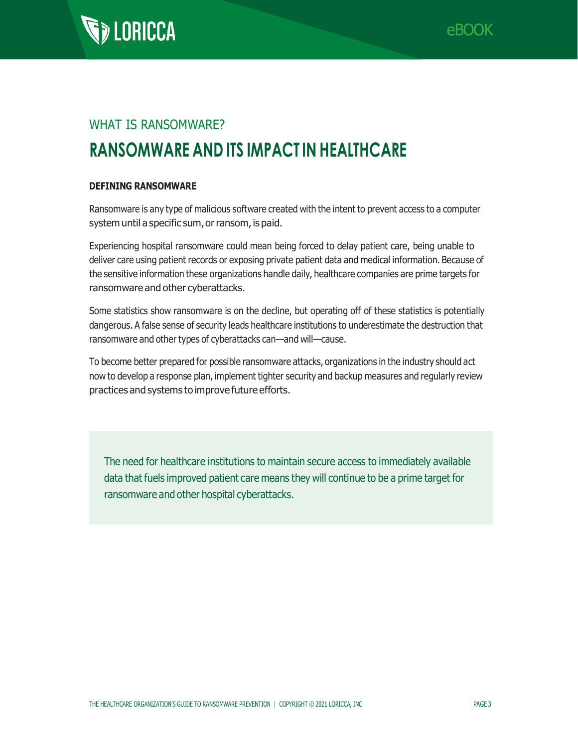WHAT IS RANSOMWARE?

# RANSOMWARE AND ITS IMPACT IN HEALTHCARE

**DEFINING RANSOMWARE**

Ransomware is any type of malicious software created with the intent to prevent access to a computer system until a specific sum, or ransom, is paid.

Experiencing hospital ransomware could mean being forced to delay patient care, being unable to deliver care using patient records or exposing private patient data and medical information. Because of the sensitive information these organizations handle daily, healthcare companies are prime targets for ransomware and other cyberattacks.

Some statistics show ransomware is on the decline, but operating off of these statistics is potentially dangerous. A false sense of security leads healthcare institutions to underestimate the destruction that ransomware and other types of cyberattacks can—and will—cause.

To become better prepared for possible ransomware attacks, organizations in the industry should act now to develop a response plan, implement tighter security and backup measures and regularly review practices and systems to improve future efforts.

> The need for healthcare institutions to maintain secure access to immediately available data that fuels improved patient care means they will continue to be a prime target for ransomware and other hospital cyberattacks.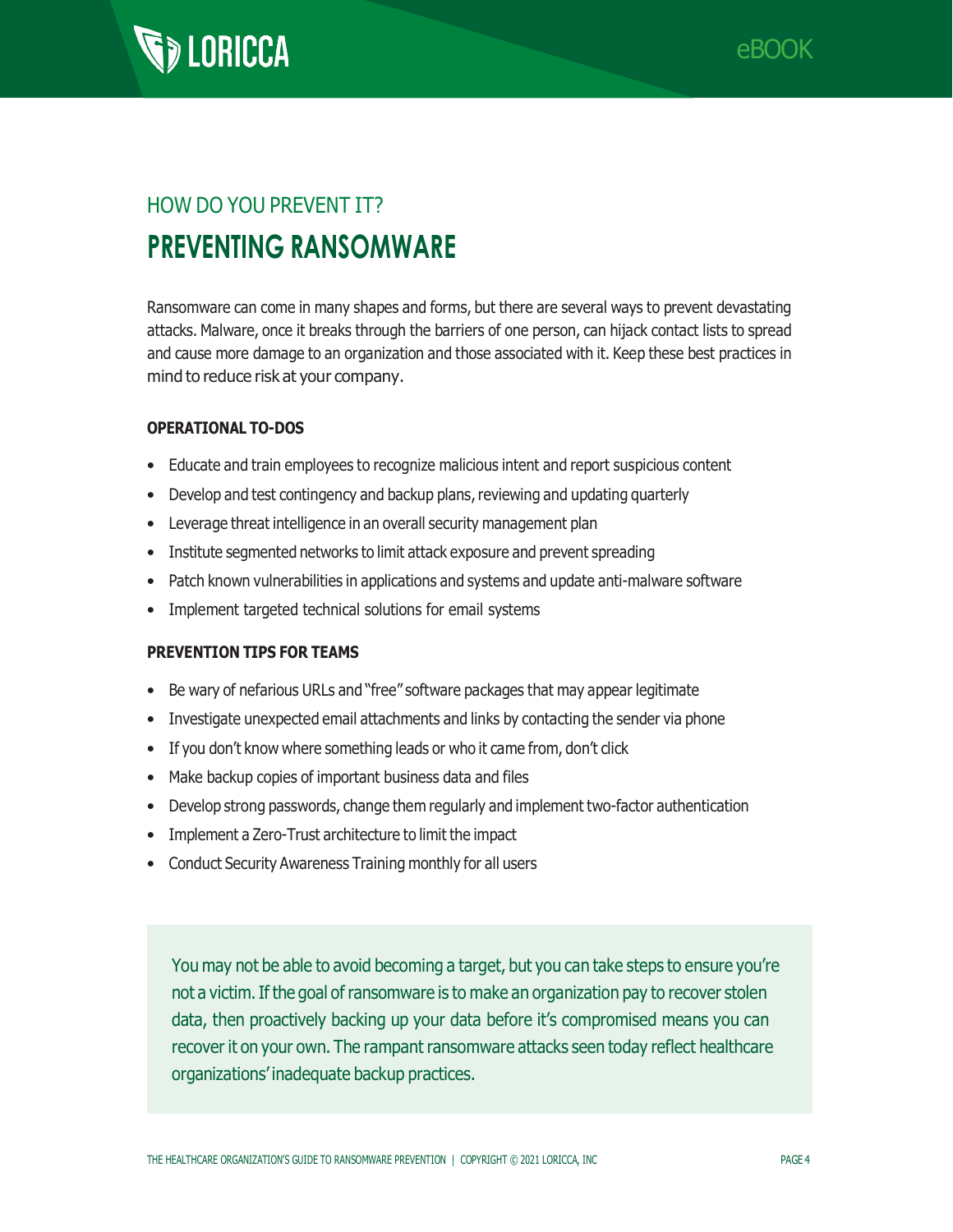HOW DO YOU PREVENT IT?

# PREVENTING RANSOMWARE

Ransomware can come in many shapes and forms, but there are several ways to prevent devastating attacks. Malware, once it breaks through the barriers of one person, can hijack contact lists to spread and cause more damage to an organization and those associated with it. Keep these best practices in mind to reduce risk at your company.

**OPERATIONAL TO-DOS**

- Educate and train employees to recognize malicious intent and report suspicious content
- Develop and test contingency and backup plans, reviewing and updating quarterly
- Leverage threat intelligence in an overall security management plan
- Institute segmented networks to limit attack exposure and prevent spreading
- Patch known vulnerabilities in applications and systems and update anti-malware software
- Implement targeted technical solutions for email systems

**PREVENTION TIPS FOR TEAMS**

- Be wary of nefarious URLs and "free" software packages that may appear legitimate
- Investigate unexpected email attachments and links by contacting the sender via phone
- If you don't know where something leads or who it came from, don't click
- Make backup copies of important business data and files
- Develop strong passwords, change them regularly and implement two-factor authentication
- Implement a Zero-Trust architecture to limit the impact
- Conduct Security Awareness Training monthly for all users

You may not be able to avoid becoming a target, but you can take steps to ensure you're not a victim. If the goal of ransomware is to make an organization pay to recover stolen data, then proactively backing up your data before it's compromised means you can recover it on your own. The rampant ransomware attacks seen today reflect healthcare organizations' inadequate backup practices.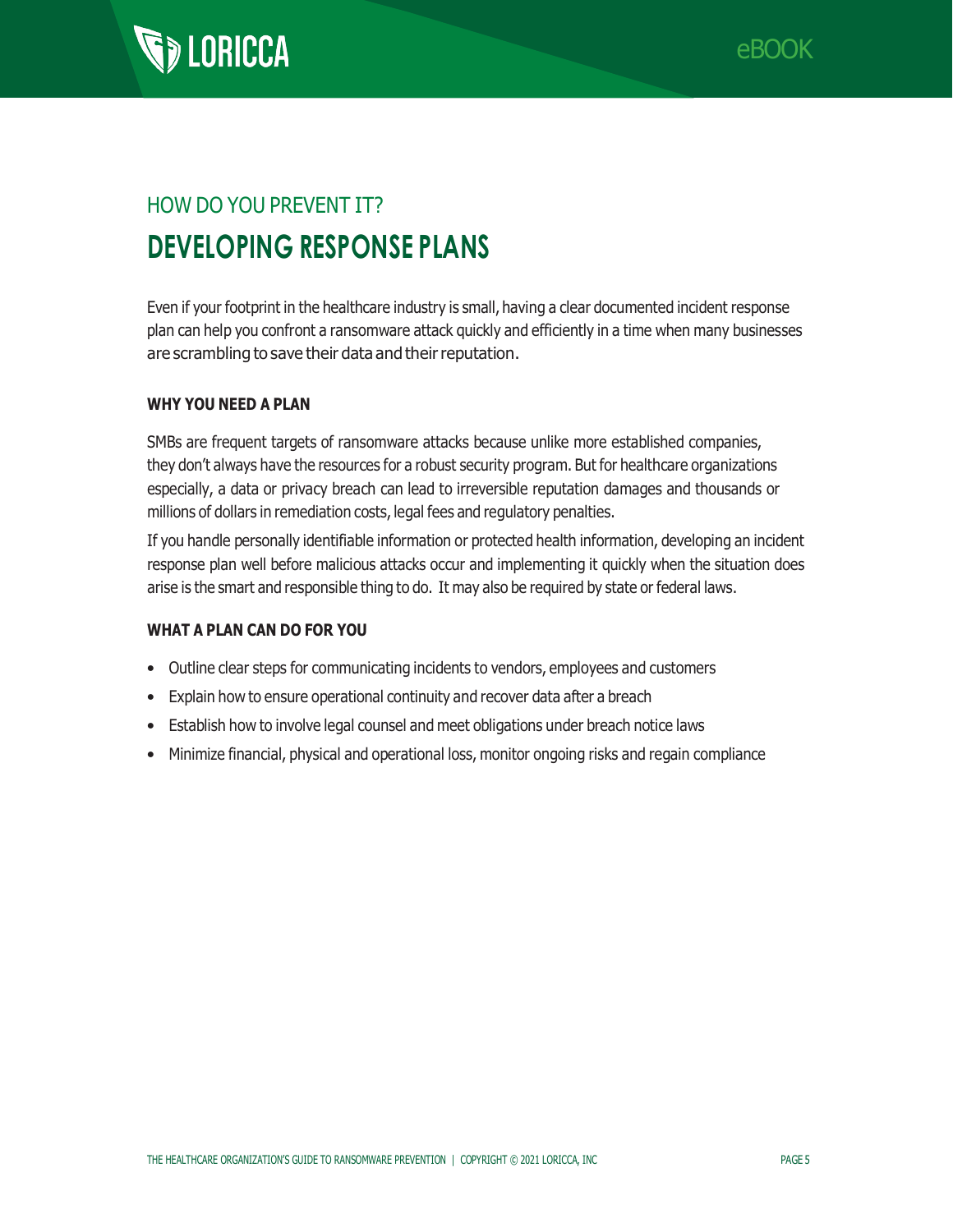HOW DO YOU PREVENT IT?

# DEVELOPING RESPONSE PLANS

Even if your footprint in the healthcare industry is small, having a clear documented incident response plan can help you confront a ransomware attack quickly and efficiently in a time when many businesses are scrambling to save their data and their reputation.

**WHY YOU NEED A PLAN**

SMBs are frequent targets of ransomware attacks because unlike more established companies, they don't always have the resources for a robust security program. But for healthcare organizations especially, a data or privacy breach can lead to irreversible reputation damages and thousands or millions of dollars in remediation costs, legal fees and regulatory penalties.

If you handle personally identifiable information or protected health information, developing an incident response plan well before malicious attacks occur and implementing it quickly when the situation does arise is the smart and responsible thing to do. It may also be required by state or federal laws.

**WHAT A PLAN CAN DO FOR YOU**

- Outline clear steps for communicating incidents to vendors, employees and customers
- Explain how to ensure operational continuity and recover data after a breach
- Establish how to involve legal counsel and meet obligations under breach notice laws
- Minimize financial, physical and operational loss, monitor ongoing risks and regain compliance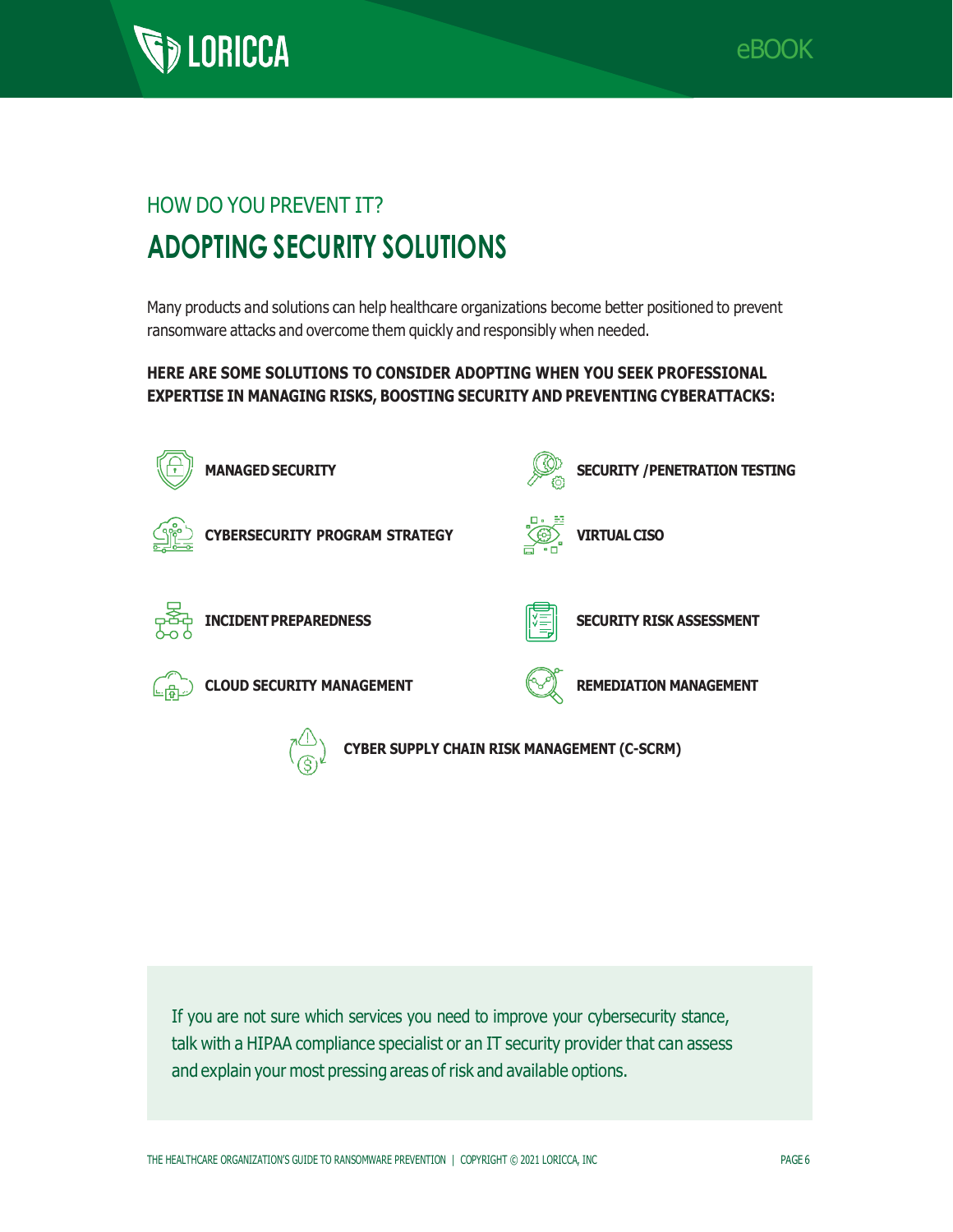HOW DO YOU PREVENT IT?

# ADOPTING SECURITY SOLUTIONS

Many products and solutions can help healthcare organizations become better positioned to prevent ransomware attacks and overcome them quickly and responsibly when needed.

**HERE ARE SOME SOLUTIONS TO CONSIDER ADOPTING WHEN YOU SEEK PROFESSIONAL EXPERTISE IN MANAGING RISKS, BOOSTING SECURITY AND PREVENTING CYBERATTACKS:**

- **MANAGED SECURITY**
- **SECURITY /PENETRATION TESTING**
- **CYBERSECURITY PROGRAM STRATEGY**
- **VIRTUAL CISO**
- **INCIDENT PREPAREDNESS**
- **SECURITY RISK ASSESSMENT**
- **CLOUD SECURITY MANAGEMENT**
- **REMEDIATION MANAGEMENT**
- **CYBER SUPPLY CHAIN RISK MANAGEMENT (C-SCRM)**

If you are not sure which services you need to improve your cybersecurity stance, talk with a HIPAA compliance specialist or an IT security provider that can assess and explain your most pressing areas of risk and available options.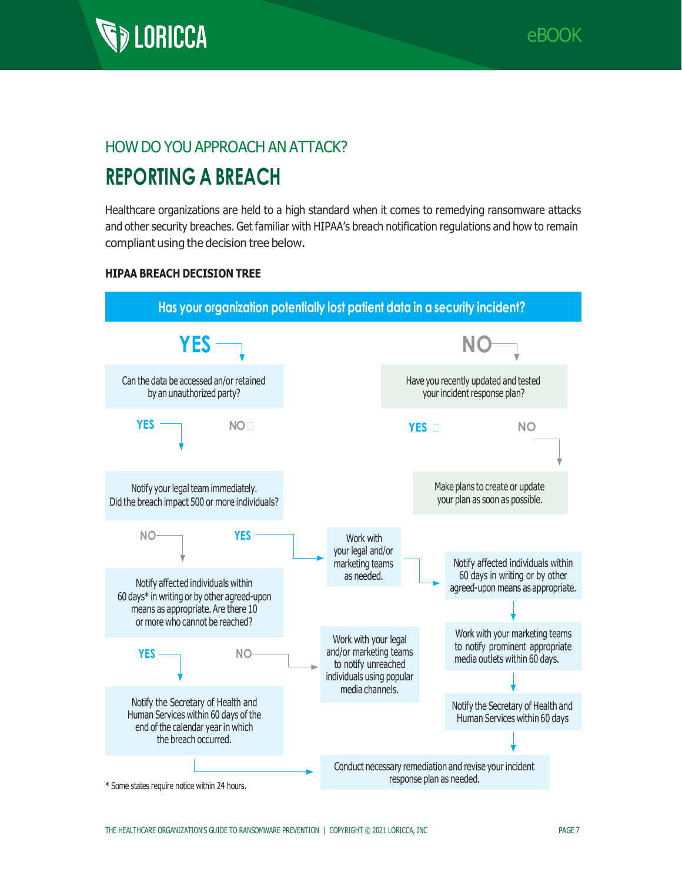### HOW DO YOU APPROACH AN ATTACK?

# REPORTING A BREACH

Healthcare organizations are held to a high standard when it comes to remedying ransomware attacks and other security breaches. Get familiar with HIPAA's breach notification regulations and how to remain compliant using the decision tree below.

**HIPAA BREACH DECISION TREE**

**Has your organization potentially lost patient data in a security incident?**

**YES**

Can the data be accessed an/or retained by an unauthorized party?

YES / NO

Notify your legal team immediately. Did the breach impact 500 or more individuals?

NO

Notify affected individuals within 60 days* in writing or by other agreed-upon means as appropriate. Are there 10 or more who cannot be reached?

YES

Notify the Secretary of Health and Human Services within 60 days of the end of the calendar year in which the breach occurred.

NO

Work with your legal and/or marketing teams to notify unreached individuals using popular media channels.

YES

Work with your legal and/or marketing teams as needed.

Notify affected individuals within 60 days in writing or by other agreed-upon means as appropriate.

Work with your marketing teams to notify prominent appropriate media outlets within 60 days.

Notify the Secretary of Health and Human Services within 60 days

Conduct necessary remediation and revise your incident response plan as needed.

**NO**

Have you recently updated and tested your incident response plan?

YES / NO

Make plans to create or update your plan as soon as possible.

* Some states require notice within 24 hours.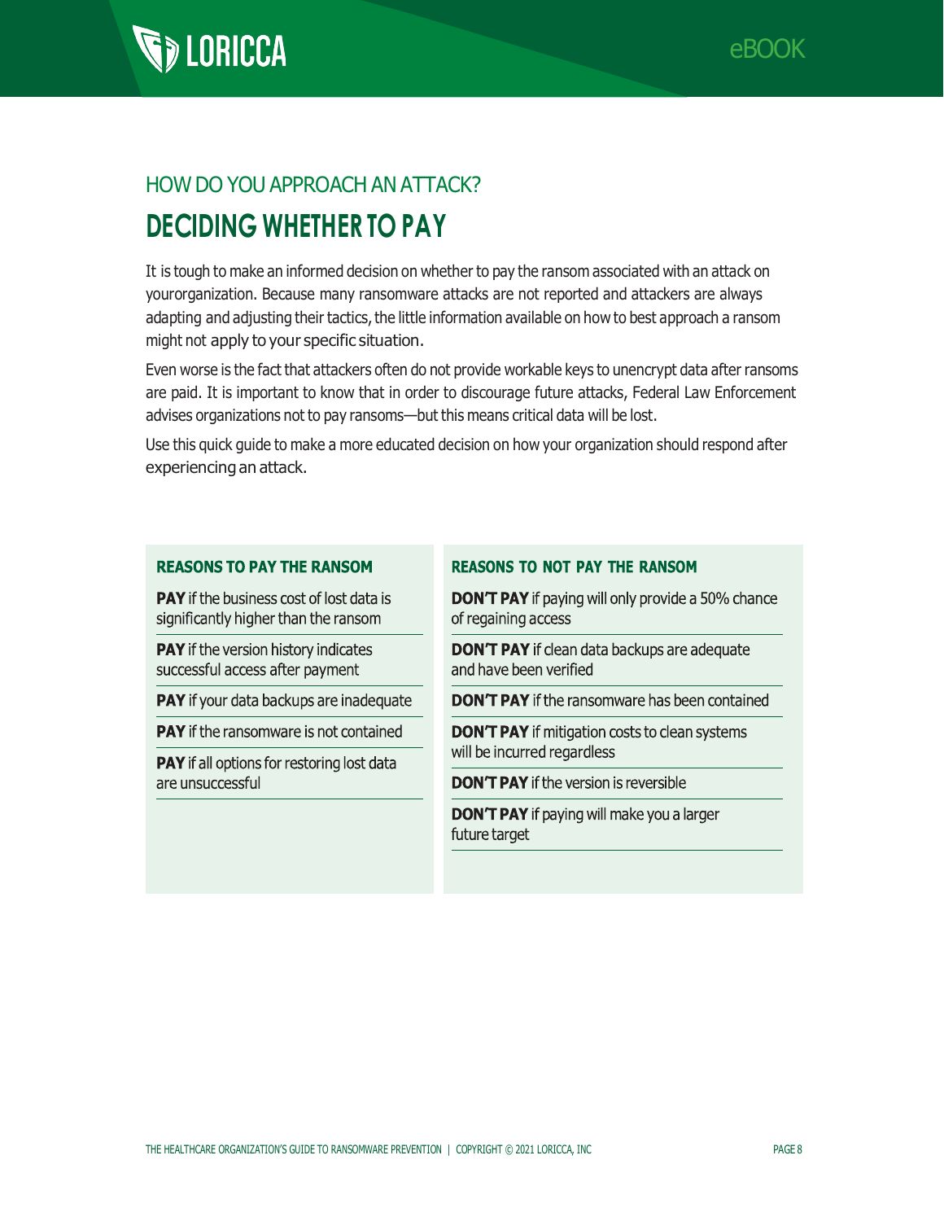## HOW DO YOU APPROACH AN ATTACK?

# DECIDING WHETHER TO PAY

It is tough to make an informed decision on whether to pay the ransom associated with an attack on yourorganization. Because many ransomware attacks are not reported and attackers are always adapting and adjusting their tactics, the little information available on how to best approach a ransom might not apply to your specific situation.

Even worse is the fact that attackers often do not provide workable keys to unencrypt data after ransoms are paid. It is important to know that in order to discourage future attacks, Federal Law Enforcement advises organizations not to pay ransoms—but this means critical data will be lost.

Use this quick guide to make a more educated decision on how your organization should respond after experiencing an attack.

### REASONS TO PAY THE RANSOM

- **PAY** if the business cost of lost data is significantly higher than the ransom
- **PAY** if the version history indicates successful access after payment
- **PAY** if your data backups are inadequate
- **PAY** if the ransomware is not contained
- **PAY** if all options for restoring lost data are unsuccessful

### REASONS TO NOT PAY THE RANSOM

- **DON'T PAY** if paying will only provide a 50% chance of regaining access
- **DON'T PAY** if clean data backups are adequate and have been verified
- **DON'T PAY** if the ransomware has been contained
- **DON'T PAY** if mitigation costs to clean systems will be incurred regardless
- **DON'T PAY** if the version is reversible
- **DON'T PAY** if paying will make you a larger future target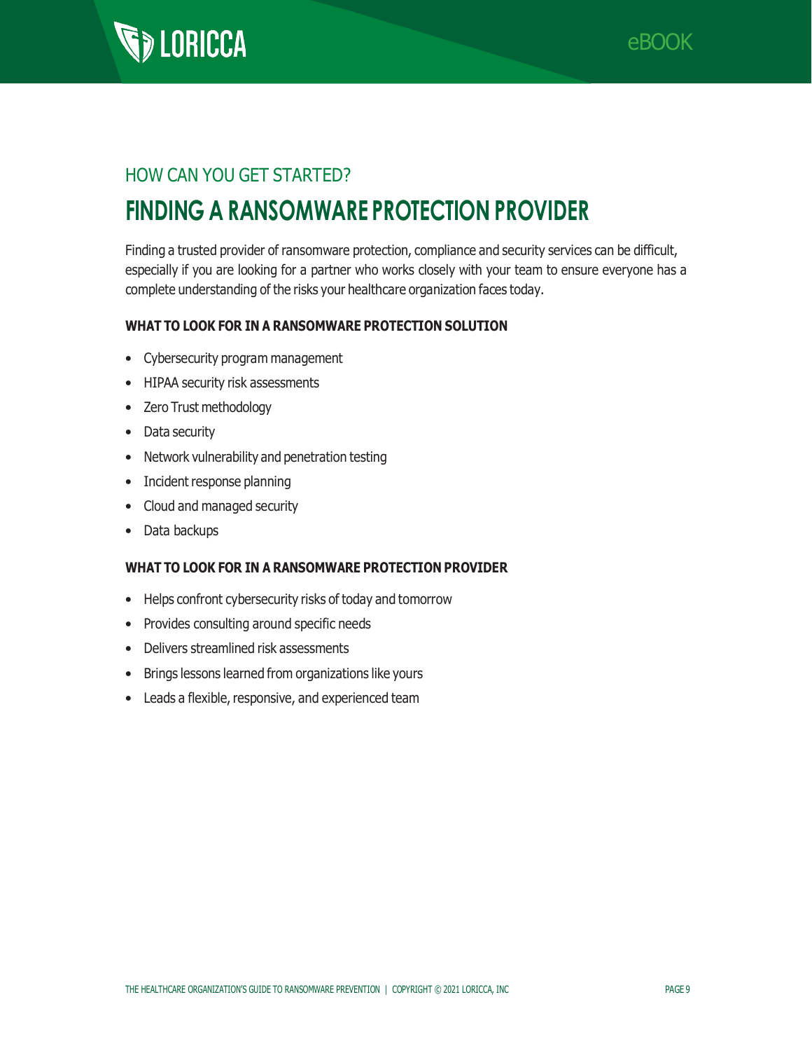### HOW CAN YOU GET STARTED?

# FINDING A RANSOMWARE PROTECTION PROVIDER

Finding a trusted provider of ransomware protection, compliance and security services can be difficult, especially if you are looking for a partner who works closely with your team to ensure everyone has a complete understanding of the risks your healthcare organization faces today.

**WHAT TO LOOK FOR IN A RANSOMWARE PROTECTION SOLUTION**

- Cybersecurity program management
- HIPAA security risk assessments
- Zero Trust methodology
- Data security
- Network vulnerability and penetration testing
- Incident response planning
- Cloud and managed security
- Data backups

**WHAT TO LOOK FOR IN A RANSOMWARE PROTECTION PROVIDER**

- Helps confront cybersecurity risks of today and tomorrow
- Provides consulting around specific needs
- Delivers streamlined risk assessments
- Brings lessons learned from organizations like yours
- Leads a flexible, responsive, and experienced team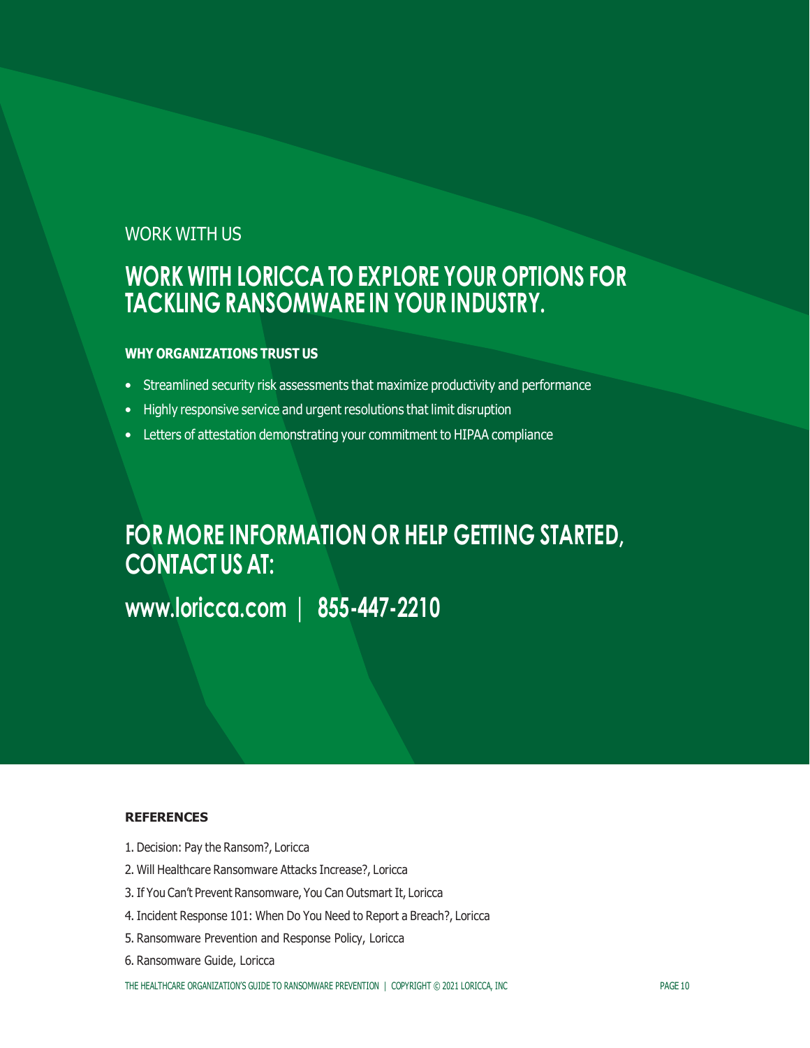WORK WITH US

## WORK WITH LORICCA TO EXPLORE YOUR OPTIONS FOR TACKLING RANSOMWARE IN YOUR INDUSTRY.

**WHY ORGANIZATIONS TRUST US**

- Streamlined security risk assessments that maximize productivity and performance
- Highly responsive service and urgent resolutions that limit disruption
- Letters of attestation demonstrating your commitment to HIPAA compliance

## FOR MORE INFORMATION OR HELP GETTING STARTED, CONTACT US AT:

**www.loricca.com | 855-447-2210**

**REFERENCES**

1. Decision: Pay the Ransom?, Loricca
2. Will Healthcare Ransomware Attacks Increase?, Loricca
3. If You Can't Prevent Ransomware, You Can Outsmart It, Loricca
4. Incident Response 101: When Do You Need to Report a Breach?, Loricca
5. Ransomware Prevention and Response Policy, Loricca
6. Ransomware Guide, Loricca